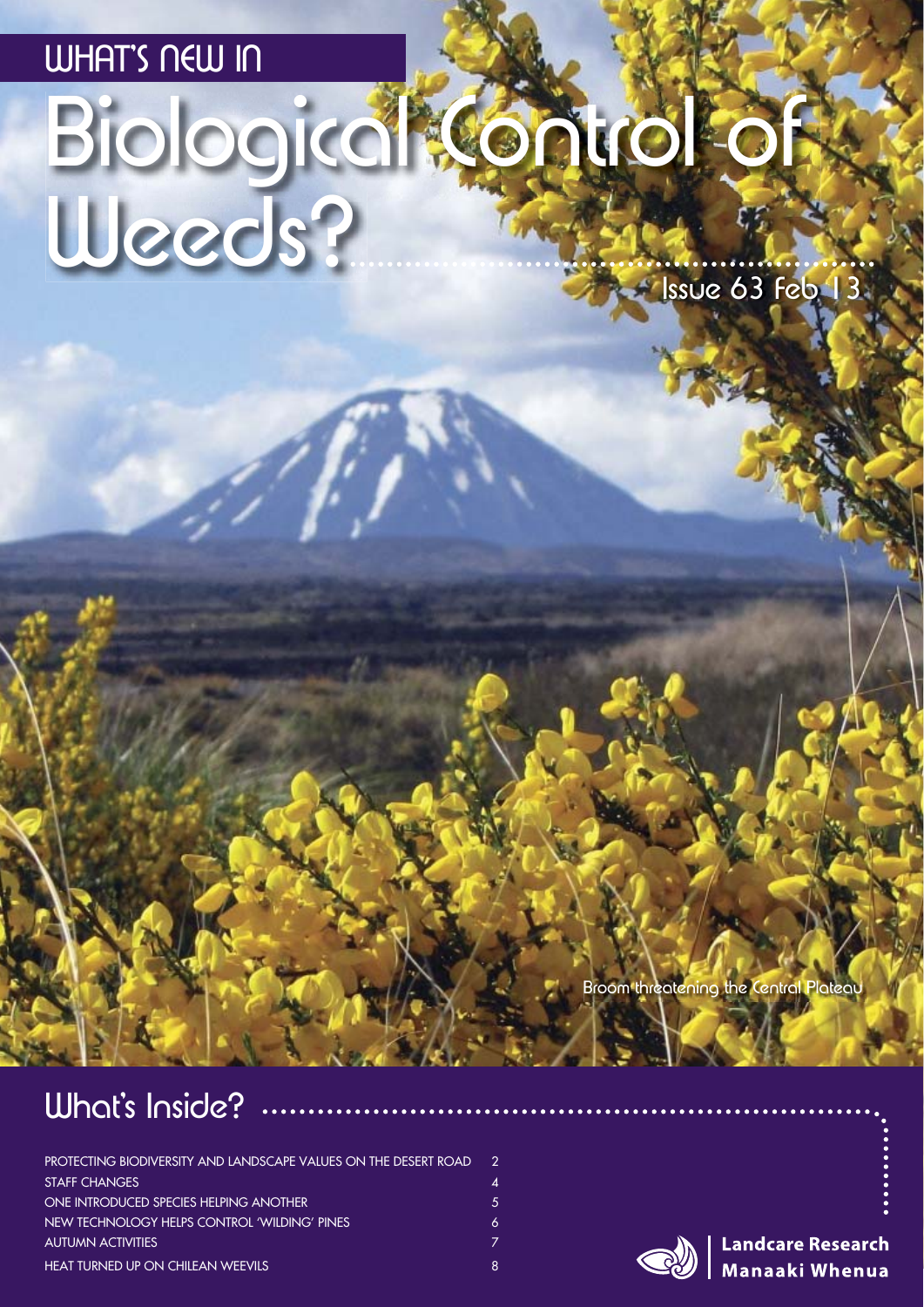# WHAT'S NEW IN Biological Control of Weeds?

Issue 63 Feb 13

Broom threatening the Central Plateau

## What's Inside?

| | |
|---|---|
| PROTECTING BIODIVERSITY AND LANDSCAPE VALUES ON THE DESERT ROAD | 2 |
| STAFF CHANGES | 4 |
| ONE INTRODUCED SPECIES HELPING ANOTHER | 5 |
| NEW TECHNOLOGY HELPS CONTROL 'WILDING' PINES | 6 |
| AUTUMN ACTIVITIES | 7 |
| HEAT TURNED UP ON CHILEAN WEEVILS | 8 |

Landcare Research Manaaki Whenua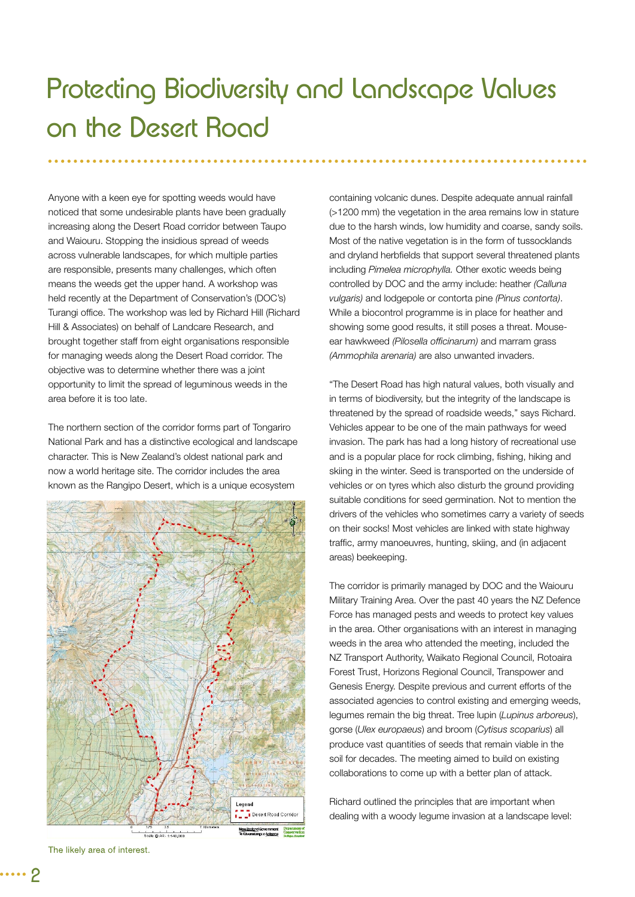# Protecting Biodiversity and Landscape Values on the Desert Road

Anyone with a keen eye for spotting weeds would have noticed that some undesirable plants have been gradually increasing along the Desert Road corridor between Taupo and Waiouru. Stopping the insidious spread of weeds across vulnerable landscapes, for which multiple parties are responsible, presents many challenges, which often means the weeds get the upper hand. A workshop was held recently at the Department of Conservation's (DOC's) Turangi office. The workshop was led by Richard Hill (Richard Hill & Associates) on behalf of Landcare Research, and brought together staff from eight organisations responsible for managing weeds along the Desert Road corridor. The objective was to determine whether there was a joint opportunity to limit the spread of leguminous weeds in the area before it is too late.

The northern section of the corridor forms part of Tongariro National Park and has a distinctive ecological and landscape character. This is New Zealand's oldest national park and now a world heritage site. The corridor includes the area known as the Rangipo Desert, which is a unique ecosystem containing volcanic dunes. Despite adequate annual rainfall (>1200 mm) the vegetation in the area remains low in stature due to the harsh winds, low humidity and coarse, sandy soils. Most of the native vegetation is in the form of tussocklands and dryland herbfields that support several threatened plants including *Pimelea microphylla.* Other exotic weeds being controlled by DOC and the army include: heather *(Calluna vulgaris)* and lodgepole or contorta pine *(Pinus contorta)*. While a biocontrol programme is in place for heather and showing some good results, it still poses a threat. Mouse-ear hawkweed *(Pilosella officinarum)* and marram grass *(Ammophila arenaria)* are also unwanted invaders.

The likely area of interest.

"The Desert Road has high natural values, both visually and in terms of biodiversity, but the integrity of the landscape is threatened by the spread of roadside weeds," says Richard. Vehicles appear to be one of the main pathways for weed invasion. The park has had a long history of recreational use and is a popular place for rock climbing, fishing, hiking and skiing in the winter. Seed is transported on the underside of vehicles or on tyres which also disturb the ground providing suitable conditions for seed germination. Not to mention the drivers of the vehicles who sometimes carry a variety of seeds on their socks! Most vehicles are linked with state highway traffic, army manoeuvres, hunting, skiing, and (in adjacent areas) beekeeping.

The corridor is primarily managed by DOC and the Waiouru Military Training Area. Over the past 40 years the NZ Defence Force has managed pests and weeds to protect key values in the area. Other organisations with an interest in managing weeds in the area who attended the meeting, included the NZ Transport Authority, Waikato Regional Council, Rotoaira Forest Trust, Horizons Regional Council, Transpower and Genesis Energy. Despite previous and current efforts of the associated agencies to control existing and emerging weeds, legumes remain the big threat. Tree lupin (*Lupinus arboreus*), gorse (*Ulex europaeus*) and broom (*Cytisus scoparius*) all produce vast quantities of seeds that remain viable in the soil for decades. The meeting aimed to build on existing collaborations to come up with a better plan of attack.

Richard outlined the principles that are important when dealing with a woody legume invasion at a landscape level: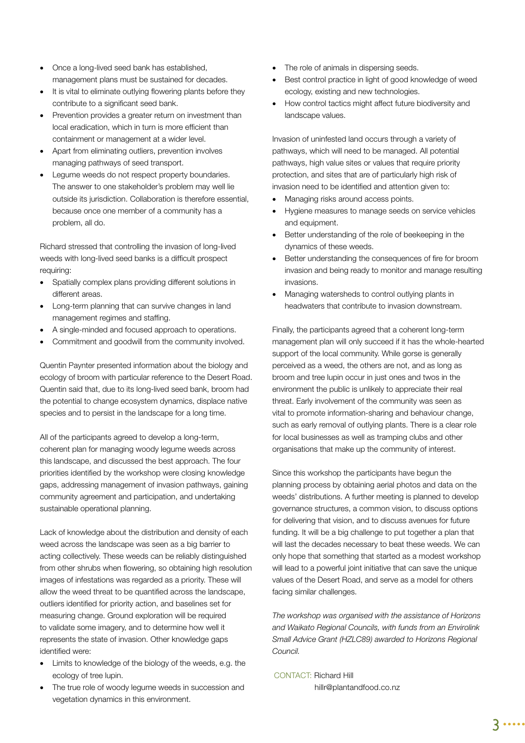- Once a long-lived seed bank has established, management plans must be sustained for decades.
- It is vital to eliminate outlying flowering plants before they contribute to a significant seed bank.
- Prevention provides a greater return on investment than local eradication, which in turn is more efficient than containment or management at a wider level.
- Apart from eliminating outliers, prevention involves managing pathways of seed transport.
- Legume weeds do not respect property boundaries. The answer to one stakeholder's problem may well lie outside its jurisdiction. Collaboration is therefore essential, because once one member of a community has a problem, all do.

Richard stressed that controlling the invasion of long-lived weeds with long-lived seed banks is a difficult prospect requiring:

- Spatially complex plans providing different solutions in different areas.
- Long-term planning that can survive changes in land management regimes and staffing.
- A single-minded and focused approach to operations.
- Commitment and goodwill from the community involved.

Quentin Paynter presented information about the biology and ecology of broom with particular reference to the Desert Road. Quentin said that, due to its long-lived seed bank, broom had the potential to change ecosystem dynamics, displace native species and to persist in the landscape for a long time.

All of the participants agreed to develop a long-term, coherent plan for managing woody legume weeds across this landscape, and discussed the best approach. The four priorities identified by the workshop were closing knowledge gaps, addressing management of invasion pathways, gaining community agreement and participation, and undertaking sustainable operational planning.

Lack of knowledge about the distribution and density of each weed across the landscape was seen as a big barrier to acting collectively. These weeds can be reliably distinguished from other shrubs when flowering, so obtaining high resolution images of infestations was regarded as a priority. These will allow the weed threat to be quantified across the landscape, outliers identified for priority action, and baselines set for measuring change. Ground exploration will be required to validate some imagery, and to determine how well it represents the state of invasion. Other knowledge gaps identified were:

- Limits to knowledge of the biology of the weeds, e.g. the ecology of tree lupin.
- The true role of woody legume weeds in succession and vegetation dynamics in this environment.
- The role of animals in dispersing seeds.
- Best control practice in light of good knowledge of weed ecology, existing and new technologies.
- How control tactics might affect future biodiversity and landscape values.

Invasion of uninfested land occurs through a variety of pathways, which will need to be managed. All potential pathways, high value sites or values that require priority protection, and sites that are of particularly high risk of invasion need to be identified and attention given to:

- Managing risks around access points.
- Hygiene measures to manage seeds on service vehicles and equipment.
- Better understanding of the role of beekeeping in the dynamics of these weeds.
- Better understanding the consequences of fire for broom invasion and being ready to monitor and manage resulting invasions.
- Managing watersheds to control outlying plants in headwaters that contribute to invasion downstream.

Finally, the participants agreed that a coherent long-term management plan will only succeed if it has the whole-hearted support of the local community. While gorse is generally perceived as a weed, the others are not, and as long as broom and tree lupin occur in just ones and twos in the environment the public is unlikely to appreciate their real threat. Early involvement of the community was seen as vital to promote information-sharing and behaviour change, such as early removal of outlying plants. There is a clear role for local businesses as well as tramping clubs and other organisations that make up the community of interest.

Since this workshop the participants have begun the planning process by obtaining aerial photos and data on the weeds' distributions. A further meeting is planned to develop governance structures, a common vision, to discuss options for delivering that vision, and to discuss avenues for future funding. It will be a big challenge to put together a plan that will last the decades necessary to beat these weeds. We can only hope that something that started as a modest workshop will lead to a powerful joint initiative that can save the unique values of the Desert Road, and serve as a model for others facing similar challenges.

*The workshop was organised with the assistance of Horizons and Waikato Regional Councils, with funds from an Envirolink Small Advice Grant (HZLC89) awarded to Horizons Regional Council.*

CONTACT: Richard Hill
hillr@plantandfood.co.nz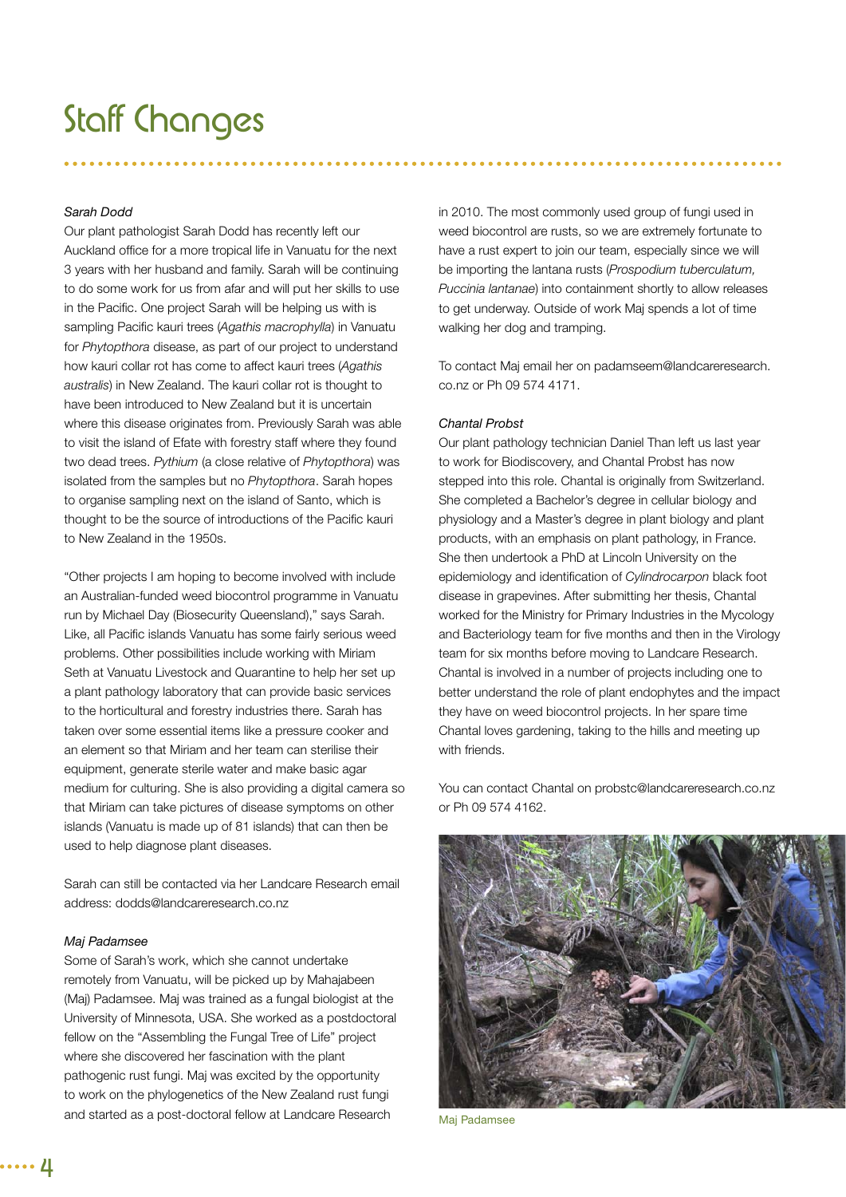# Staff Changes

*Sarah Dodd*

Our plant pathologist Sarah Dodd has recently left our Auckland office for a more tropical life in Vanuatu for the next 3 years with her husband and family. Sarah will be continuing to do some work for us from afar and will put her skills to use in the Pacific. One project Sarah will be helping us with is sampling Pacific kauri trees (*Agathis macrophylla*) in Vanuatu for *Phytopthora* disease, as part of our project to understand how kauri collar rot has come to affect kauri trees (*Agathis australis*) in New Zealand. The kauri collar rot is thought to have been introduced to New Zealand but it is uncertain where this disease originates from. Previously Sarah was able to visit the island of Efate with forestry staff where they found two dead trees. *Pythium* (a close relative of *Phytopthora*) was isolated from the samples but no *Phytopthora*. Sarah hopes to organise sampling next on the island of Santo, which is thought to be the source of introductions of the Pacific kauri to New Zealand in the 1950s.

"Other projects I am hoping to become involved with include an Australian-funded weed biocontrol programme in Vanuatu run by Michael Day (Biosecurity Queensland)," says Sarah. Like, all Pacific islands Vanuatu has some fairly serious weed problems. Other possibilities include working with Miriam Seth at Vanuatu Livestock and Quarantine to help her set up a plant pathology laboratory that can provide basic services to the horticultural and forestry industries there. Sarah has taken over some essential items like a pressure cooker and an element so that Miriam and her team can sterilise their equipment, generate sterile water and make basic agar medium for culturing. She is also providing a digital camera so that Miriam can take pictures of disease symptoms on other islands (Vanuatu is made up of 81 islands) that can then be used to help diagnose plant diseases.

Sarah can still be contacted via her Landcare Research email address: dodds@landcareresearch.co.nz

*Maj Padamsee*

Some of Sarah's work, which she cannot undertake remotely from Vanuatu, will be picked up by Mahajabeen (Maj) Padamsee. Maj was trained as a fungal biologist at the University of Minnesota, USA. She worked as a postdoctoral fellow on the "Assembling the Fungal Tree of Life" project where she discovered her fascination with the plant pathogenic rust fungi. Maj was excited by the opportunity to work on the phylogenetics of the New Zealand rust fungi and started as a post-doctoral fellow at Landcare Research in 2010. The most commonly used group of fungi used in weed biocontrol are rusts, so we are extremely fortunate to have a rust expert to join our team, especially since we will be importing the lantana rusts (*Prospodium tuberculatum, Puccinia lantanae*) into containment shortly to allow releases to get underway. Outside of work Maj spends a lot of time walking her dog and tramping.

To contact Maj email her on padamseem@landcareresearch.co.nz or Ph 09 574 4171.

*Chantal Probst*

Our plant pathology technician Daniel Than left us last year to work for Biodiscovery, and Chantal Probst has now stepped into this role. Chantal is originally from Switzerland. She completed a Bachelor's degree in cellular biology and physiology and a Master's degree in plant biology and plant products, with an emphasis on plant pathology, in France. She then undertook a PhD at Lincoln University on the epidemiology and identification of *Cylindrocarpon* black foot disease in grapevines. After submitting her thesis, Chantal worked for the Ministry for Primary Industries in the Mycology and Bacteriology team for five months and then in the Virology team for six months before moving to Landcare Research. Chantal is involved in a number of projects including one to better understand the role of plant endophytes and the impact they have on weed biocontrol projects. In her spare time Chantal loves gardening, taking to the hills and meeting up with friends.

You can contact Chantal on probstc@landcareresearch.co.nz or Ph 09 574 4162.

Maj Padamsee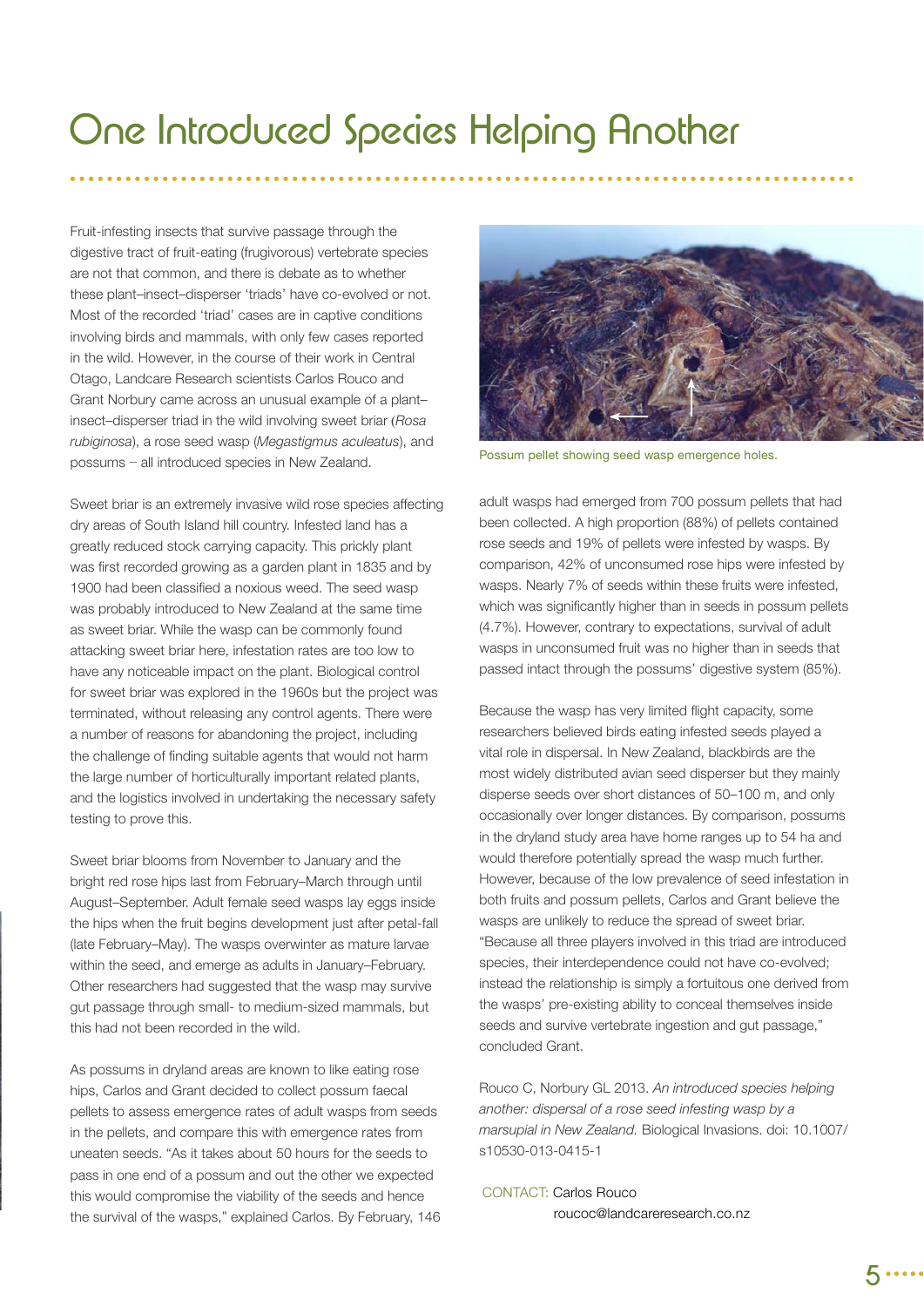# One Introduced Species Helping Another

Fruit-infesting insects that survive passage through the digestive tract of fruit-eating (frugivorous) vertebrate species are not that common, and there is debate as to whether these plant–insect–disperser 'triads' have co-evolved or not. Most of the recorded 'triad' cases are in captive conditions involving birds and mammals, with only few cases reported in the wild. However, in the course of their work in Central Otago, Landcare Research scientists Carlos Rouco and Grant Norbury came across an unusual example of a plant–insect–disperser triad in the wild involving sweet briar (*Rosa rubiginosa*), a rose seed wasp (*Megastigmus aculeatus*), and possums – all introduced species in New Zealand.

Sweet briar is an extremely invasive wild rose species affecting dry areas of South Island hill country. Infested land has a greatly reduced stock carrying capacity. This prickly plant was first recorded growing as a garden plant in 1835 and by 1900 had been classified a noxious weed. The seed wasp was probably introduced to New Zealand at the same time as sweet briar. While the wasp can be commonly found attacking sweet briar here, infestation rates are too low to have any noticeable impact on the plant. Biological control for sweet briar was explored in the 1960s but the project was terminated, without releasing any control agents. There were a number of reasons for abandoning the project, including the challenge of finding suitable agents that would not harm the large number of horticulturally important related plants, and the logistics involved in undertaking the necessary safety testing to prove this.

Sweet briar blooms from November to January and the bright red rose hips last from February–March through until August–September. Adult female seed wasps lay eggs inside the hips when the fruit begins development just after petal-fall (late February–May). The wasps overwinter as mature larvae within the seed, and emerge as adults in January–February. Other researchers had suggested that the wasp may survive gut passage through small- to medium-sized mammals, but this had not been recorded in the wild.

As possums in dryland areas are known to like eating rose hips, Carlos and Grant decided to collect possum faecal pellets to assess emergence rates of adult wasps from seeds in the pellets, and compare this with emergence rates from uneaten seeds. "As it takes about 50 hours for the seeds to pass in one end of a possum and out the other we expected this would compromise the viability of the seeds and hence the survival of the wasps," explained Carlos. By February, 146 adult wasps had emerged from 700 possum pellets that had been collected. A high proportion (88%) of pellets contained rose seeds and 19% of pellets were infested by wasps. By comparison, 42% of unconsumed rose hips were infested by wasps. Nearly 7% of seeds within these fruits were infested, which was significantly higher than in seeds in possum pellets (4.7%). However, contrary to expectations, survival of adult wasps in unconsumed fruit was no higher than in seeds that passed intact through the possums' digestive system (85%).

Possum pellet showing seed wasp emergence holes.

Because the wasp has very limited flight capacity, some researchers believed birds eating infested seeds played a vital role in dispersal. In New Zealand, blackbirds are the most widely distributed avian seed disperser but they mainly disperse seeds over short distances of 50–100 m, and only occasionally over longer distances. By comparison, possums in the dryland study area have home ranges up to 54 ha and would therefore potentially spread the wasp much further. However, because of the low prevalence of seed infestation in both fruits and possum pellets, Carlos and Grant believe the wasps are unlikely to reduce the spread of sweet briar. "Because all three players involved in this triad are introduced species, their interdependence could not have co-evolved; instead the relationship is simply a fortuitous one derived from the wasps' pre-existing ability to conceal themselves inside seeds and survive vertebrate ingestion and gut passage," concluded Grant.

Rouco C, Norbury GL 2013. *An introduced species helping another: dispersal of a rose seed infesting wasp by a marsupial in New Zealand.* Biological Invasions. doi: 10.1007/s10530-013-0415-1

CONTACT: Carlos Rouco
roucoc@landcareresearch.co.nz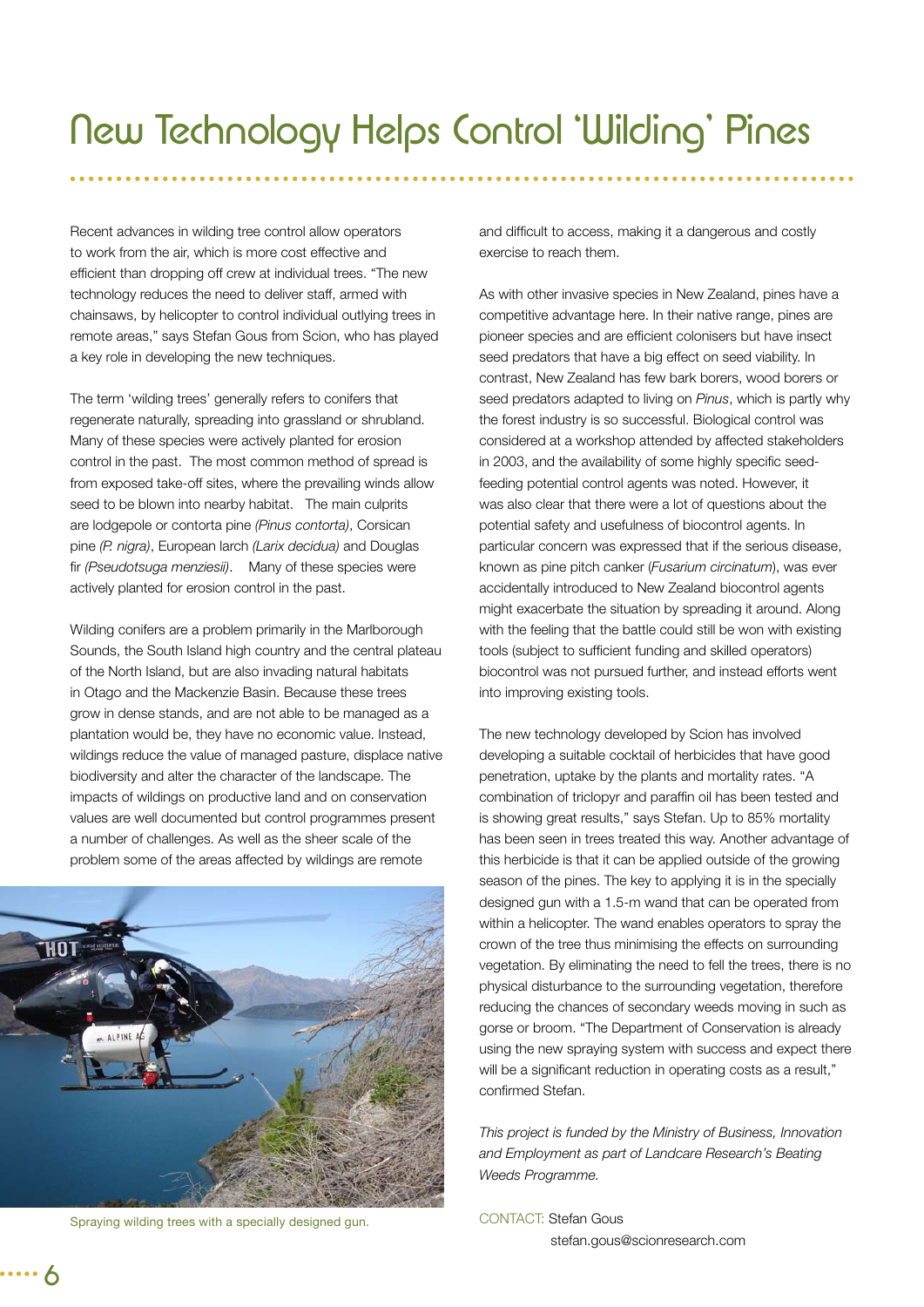# New Technology Helps Control 'Wilding' Pines

Recent advances in wilding tree control allow operators to work from the air, which is more cost effective and efficient than dropping off crew at individual trees. "The new technology reduces the need to deliver staff, armed with chainsaws, by helicopter to control individual outlying trees in remote areas," says Stefan Gous from Scion, who has played a key role in developing the new techniques.

The term 'wilding trees' generally refers to conifers that regenerate naturally, spreading into grassland or shrubland. Many of these species were actively planted for erosion control in the past. The most common method of spread is from exposed take-off sites, where the prevailing winds allow seed to be blown into nearby habitat. The main culprits are lodgepole or contorta pine *(Pinus contorta)*, Corsican pine *(P. nigra)*, European larch *(Larix decidua)* and Douglas fir *(Pseudotsuga menziesii)*. Many of these species were actively planted for erosion control in the past.

Wilding conifers are a problem primarily in the Marlborough Sounds, the South Island high country and the central plateau of the North Island, but are also invading natural habitats in Otago and the Mackenzie Basin. Because these trees grow in dense stands, and are not able to be managed as a plantation would be, they have no economic value. Instead, wildings reduce the value of managed pasture, displace native biodiversity and alter the character of the landscape. The impacts of wildings on productive land and on conservation values are well documented but control programmes present a number of challenges. As well as the sheer scale of the problem some of the areas affected by wildings are remote and difficult to access, making it a dangerous and costly exercise to reach them.

Spraying wilding trees with a specially designed gun.

As with other invasive species in New Zealand, pines have a competitive advantage here. In their native range, pines are pioneer species and are efficient colonisers but have insect seed predators that have a big effect on seed viability. In contrast, New Zealand has few bark borers, wood borers or seed predators adapted to living on *Pinus*, which is partly why the forest industry is so successful. Biological control was considered at a workshop attended by affected stakeholders in 2003, and the availability of some highly specific seed-feeding potential control agents was noted. However, it was also clear that there were a lot of questions about the potential safety and usefulness of biocontrol agents. In particular concern was expressed that if the serious disease, known as pine pitch canker (*Fusarium circinatum*), was ever accidentally introduced to New Zealand biocontrol agents might exacerbate the situation by spreading it around. Along with the feeling that the battle could still be won with existing tools (subject to sufficient funding and skilled operators) biocontrol was not pursued further, and instead efforts went into improving existing tools.

The new technology developed by Scion has involved developing a suitable cocktail of herbicides that have good penetration, uptake by the plants and mortality rates. "A combination of triclopyr and paraffin oil has been tested and is showing great results," says Stefan. Up to 85% mortality has been seen in trees treated this way. Another advantage of this herbicide is that it can be applied outside of the growing season of the pines. The key to applying it is in the specially designed gun with a 1.5-m wand that can be operated from within a helicopter. The wand enables operators to spray the crown of the tree thus minimising the effects on surrounding vegetation. By eliminating the need to fell the trees, there is no physical disturbance to the surrounding vegetation, therefore reducing the chances of secondary weeds moving in such as gorse or broom. "The Department of Conservation is already using the new spraying system with success and expect there will be a significant reduction in operating costs as a result," confirmed Stefan.

*This project is funded by the Ministry of Business, Innovation and Employment as part of Landcare Research's Beating Weeds Programme.*

CONTACT: Stefan Gous
stefan.gous@scionresearch.com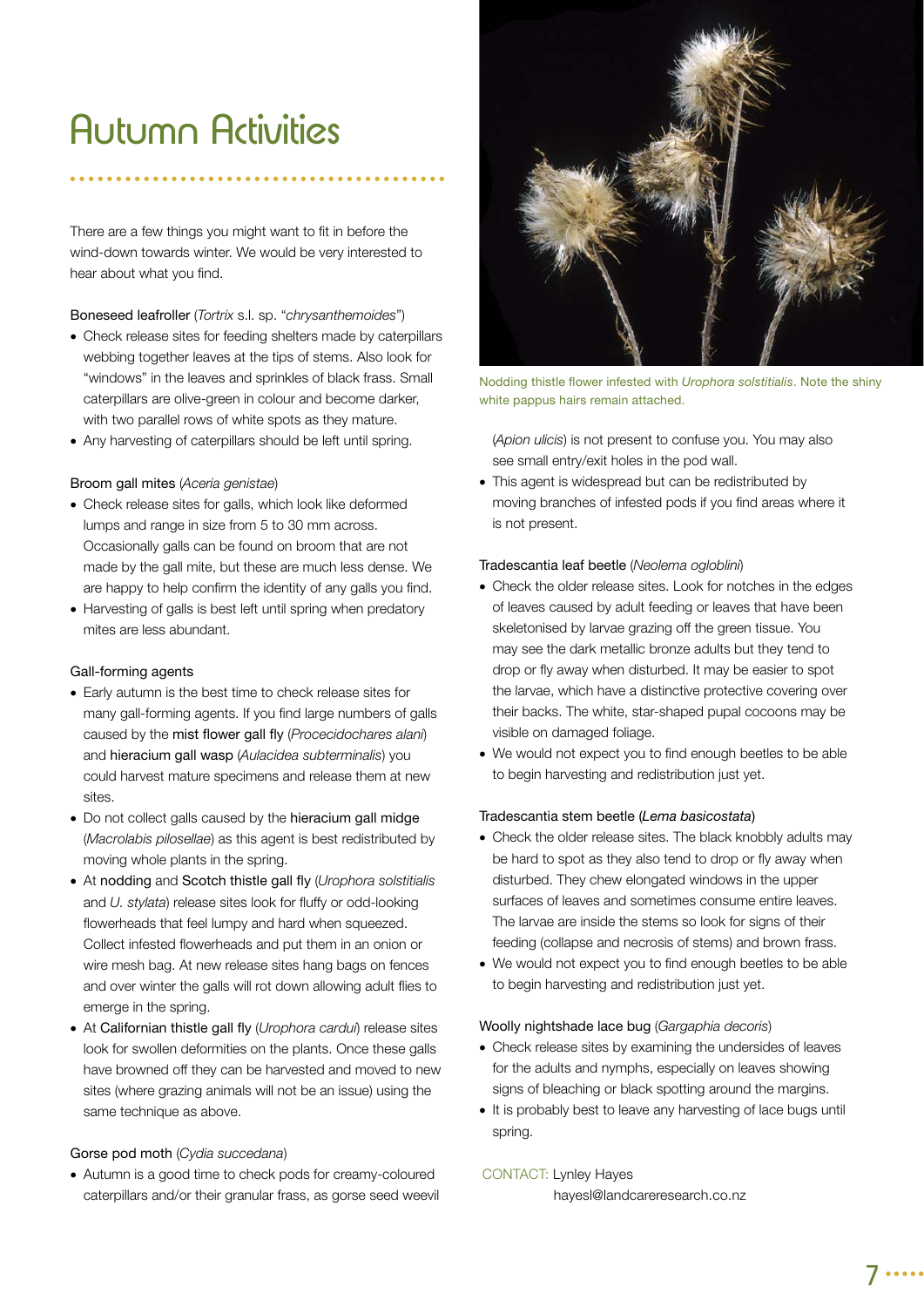# Autumn Activities

There are a few things you might want to fit in before the wind-down towards winter. We would be very interested to hear about what you find.

Boneseed leafroller (*Tortrix* s.l. sp. "*chrysanthemoides*")

- Check release sites for feeding shelters made by caterpillars webbing together leaves at the tips of stems. Also look for "windows" in the leaves and sprinkles of black frass. Small caterpillars are olive-green in colour and become darker, with two parallel rows of white spots as they mature.
- Any harvesting of caterpillars should be left until spring.

Broom gall mites (*Aceria genistae*)

- Check release sites for galls, which look like deformed lumps and range in size from 5 to 30 mm across. Occasionally galls can be found on broom that are not made by the gall mite, but these are much less dense. We are happy to help confirm the identity of any galls you find.
- Harvesting of galls is best left until spring when predatory mites are less abundant.

Gall-forming agents

- Early autumn is the best time to check release sites for many gall-forming agents. If you find large numbers of galls caused by the mist flower gall fly (*Procecidochares alani*) and hieracium gall wasp (*Aulacidea subterminalis*) you could harvest mature specimens and release them at new sites.
- Do not collect galls caused by the hieracium gall midge (*Macrolabis pilosellae*) as this agent is best redistributed by moving whole plants in the spring.
- At nodding and Scotch thistle gall fly (*Urophora solstitialis* and *U. stylata*) release sites look for fluffy or odd-looking flowerheads that feel lumpy and hard when squeezed. Collect infested flowerheads and put them in an onion or wire mesh bag. At new release sites hang bags on fences and over winter the galls will rot down allowing adult flies to emerge in the spring.
- At Californian thistle gall fly (*Urophora cardui*) release sites look for swollen deformities on the plants. Once these galls have browned off they can be harvested and moved to new sites (where grazing animals will not be an issue) using the same technique as above.

Gorse pod moth (*Cydia succedana*)

- Autumn is a good time to check pods for creamy-coloured caterpillars and/or their granular frass, as gorse seed weevil (*Apion ulicis*) is not present to confuse you. You may also see small entry/exit holes in the pod wall.
- This agent is widespread but can be redistributed by moving branches of infested pods if you find areas where it is not present.

Nodding thistle flower infested with *Urophora solstitialis*. Note the shiny white pappus hairs remain attached.

Tradescantia leaf beetle (*Neolema ogloblini*)

- Check the older release sites. Look for notches in the edges of leaves caused by adult feeding or leaves that have been skeletonised by larvae grazing off the green tissue. You may see the dark metallic bronze adults but they tend to drop or fly away when disturbed. It may be easier to spot the larvae, which have a distinctive protective covering over their backs. The white, star-shaped pupal cocoons may be visible on damaged foliage.
- We would not expect you to find enough beetles to be able to begin harvesting and redistribution just yet.

Tradescantia stem beetle (*Lema basicostata*)

- Check the older release sites. The black knobbly adults may be hard to spot as they also tend to drop or fly away when disturbed. They chew elongated windows in the upper surfaces of leaves and sometimes consume entire leaves. The larvae are inside the stems so look for signs of their feeding (collapse and necrosis of stems) and brown frass.
- We would not expect you to find enough beetles to be able to begin harvesting and redistribution just yet.

Woolly nightshade lace bug (*Gargaphia decoris*)

- Check release sites by examining the undersides of leaves for the adults and nymphs, especially on leaves showing signs of bleaching or black spotting around the margins.
- It is probably best to leave any harvesting of lace bugs until spring.

CONTACT: Lynley Hayes
hayesl@landcareresearch.co.nz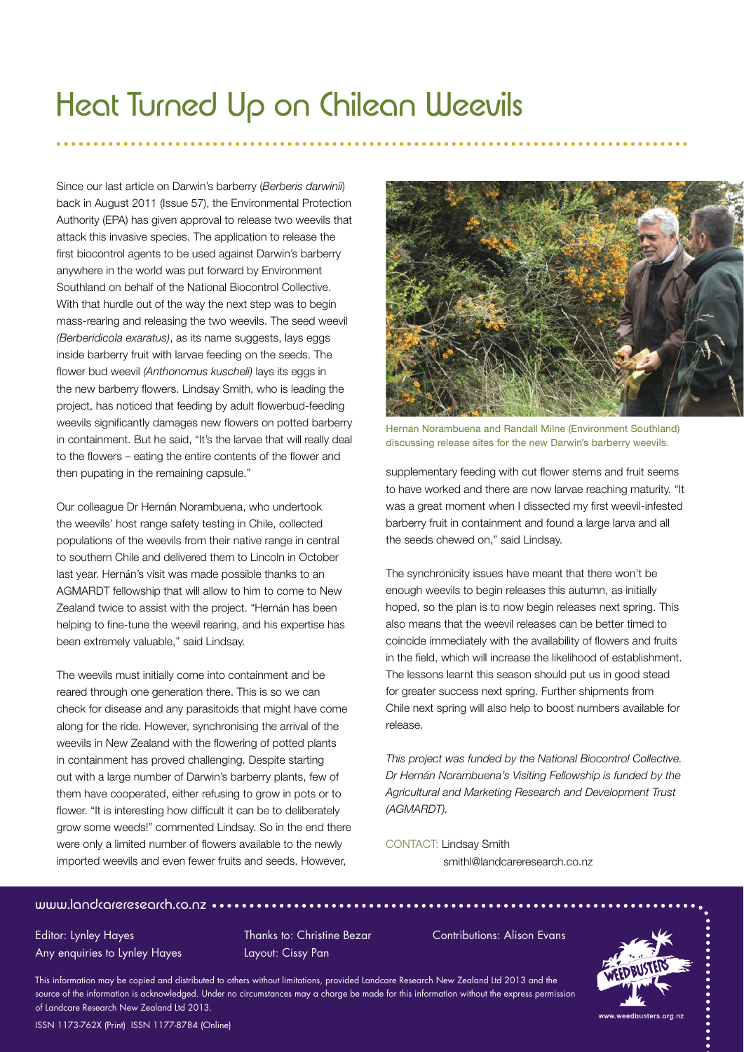# Heat Turned Up on Chilean Weevils

Since our last article on Darwin's barberry (*Berberis darwinii*) back in August 2011 (Issue 57), the Environmental Protection Authority (EPA) has given approval to release two weevils that attack this invasive species. The application to release the first biocontrol agents to be used against Darwin's barberry anywhere in the world was put forward by Environment Southland on behalf of the National Biocontrol Collective. With that hurdle out of the way the next step was to begin mass-rearing and releasing the two weevils. The seed weevil *(Berberidicola exaratus)*, as its name suggests, lays eggs inside barberry fruit with larvae feeding on the seeds. The flower bud weevil *(Anthonomus kuscheli)* lays its eggs in the new barberry flowers. Lindsay Smith, who is leading the project, has noticed that feeding by adult flowerbud-feeding weevils significantly damages new flowers on potted barberry in containment. But he said, "It's the larvae that will really deal to the flowers – eating the entire contents of the flower and then pupating in the remaining capsule."

Our colleague Dr Hernán Norambuena, who undertook the weevils' host range safety testing in Chile, collected populations of the weevils from their native range in central to southern Chile and delivered them to Lincoln in October last year. Hernán's visit was made possible thanks to an AGMARDT fellowship that will allow to him to come to New Zealand twice to assist with the project. "Hernán has been helping to fine-tune the weevil rearing, and his expertise has been extremely valuable," said Lindsay.

The weevils must initially come into containment and be reared through one generation there. This is so we can check for disease and any parasitoids that might have come along for the ride. However, synchronising the arrival of the weevils in New Zealand with the flowering of potted plants in containment has proved challenging. Despite starting out with a large number of Darwin's barberry plants, few of them have cooperated, either refusing to grow in pots or to flower. "It is interesting how difficult it can be to deliberately grow some weeds!" commented Lindsay. So in the end there were only a limited number of flowers available to the newly imported weevils and even fewer fruits and seeds. However, supplementary feeding with cut flower stems and fruit seems to have worked and there are now larvae reaching maturity. "It was a great moment when I dissected my first weevil-infested barberry fruit in containment and found a large larva and all the seeds chewed on," said Lindsay.

Hernan Norambuena and Randall Milne (Environment Southland) discussing release sites for the new Darwin's barberry weevils.

The synchronicity issues have meant that there won't be enough weevils to begin releases this autumn, as initially hoped, so the plan is to now begin releases next spring. This also means that the weevil releases can be better timed to coincide immediately with the availability of flowers and fruits in the field, which will increase the likelihood of establishment. The lessons learnt this season should put us in good stead for greater success next spring. Further shipments from Chile next spring will also help to boost numbers available for release.

*This project was funded by the National Biocontrol Collective. Dr Hernán Norambuena's Visiting Fellowship is funded by the Agricultural and Marketing Research and Development Trust (AGMARDT).*

CONTACT: Lindsay Smith
smithl@landcareresearch.co.nz

www.landcareresearch.co.nz

Editor: Lynley Hayes
Any enquiries to Lynley Hayes

Thanks to: Christine Bezar
Layout: Cissy Pan

Contributions: Alison Evans

This information may be copied and distributed to others without limitations, provided Landcare Research New Zealand Ltd 2013 and the source of the information is acknowledged. Under no circumstances may a charge be made for this information without the express permission of Landcare Research New Zealand Ltd 2013.

ISSN 1173-762X (Print) ISSN 1177-8784 (Online)

www.weedbusters.org.nz